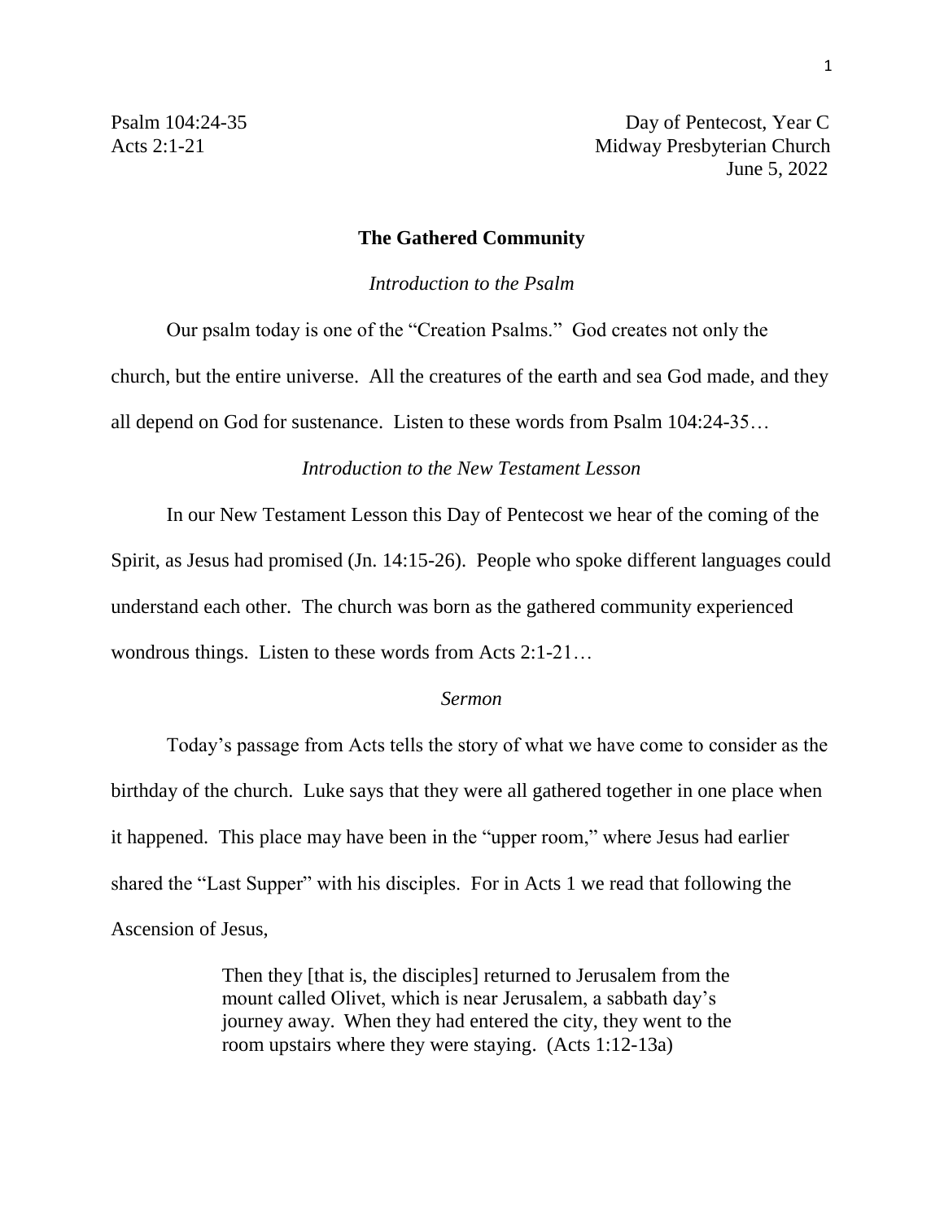Psalm 104:24-35 
Acts 2:1-21

Day of Pentecost, Year C
Midway Presbyterian Church
June 5, 2022

# The Gathered Community

*Introduction to the Psalm*

Our psalm today is one of the "Creation Psalms." God creates not only the church, but the entire universe. All the creatures of the earth and sea God made, and they all depend on God for sustenance. Listen to these words from Psalm 104:24-35…

*Introduction to the New Testament Lesson*

In our New Testament Lesson this Day of Pentecost we hear of the coming of the Spirit, as Jesus had promised (Jn. 14:15-26). People who spoke different languages could understand each other. The church was born as the gathered community experienced wondrous things. Listen to these words from Acts 2:1-21…

*Sermon*

Today's passage from Acts tells the story of what we have come to consider as the birthday of the church. Luke says that they were all gathered together in one place when it happened. This place may have been in the "upper room," where Jesus had earlier shared the "Last Supper" with his disciples. For in Acts 1 we read that following the Ascension of Jesus,

> Then they [that is, the disciples] returned to Jerusalem from the mount called Olivet, which is near Jerusalem, a sabbath day's journey away. When they had entered the city, they went to the room upstairs where they were staying. (Acts 1:12-13a)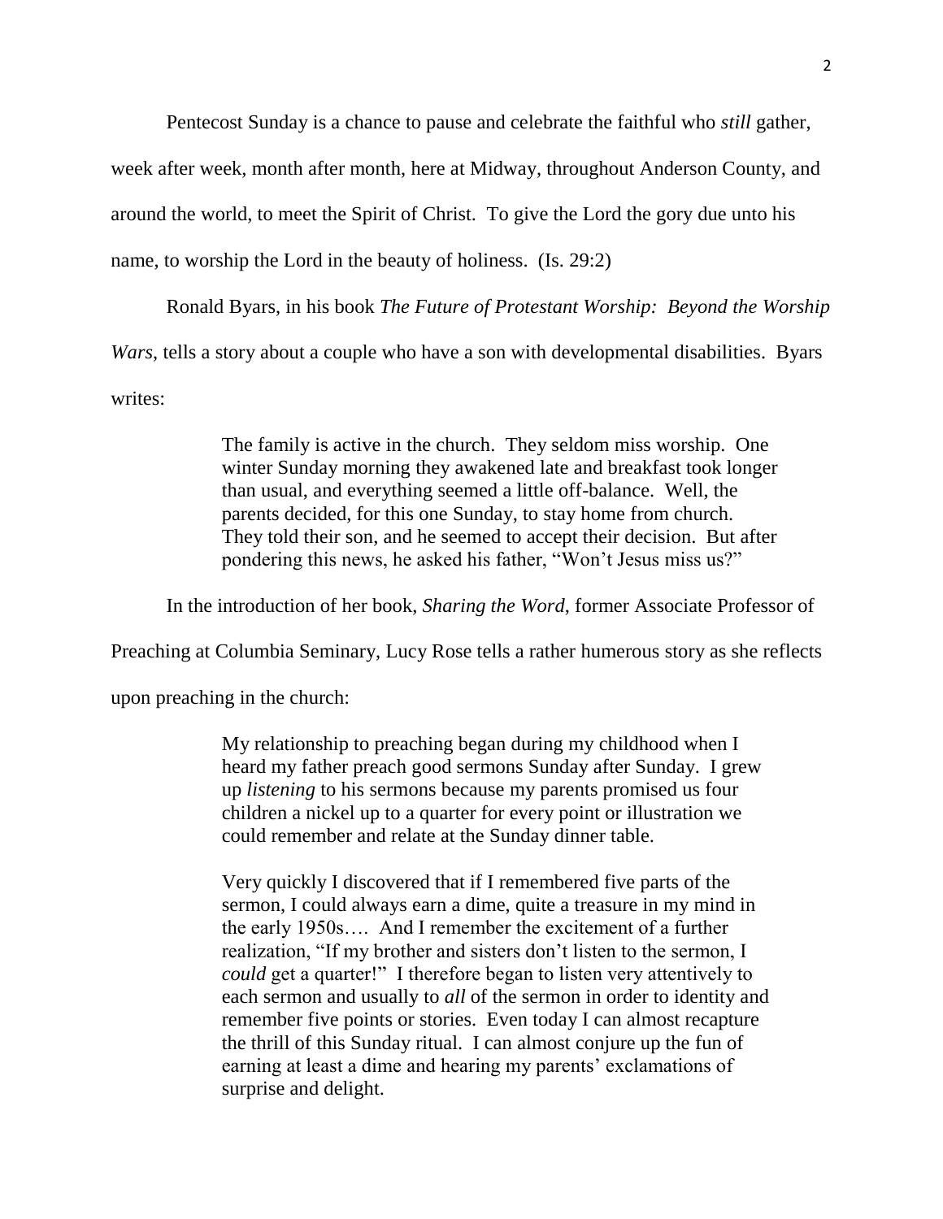Pentecost Sunday is a chance to pause and celebrate the faithful who *still* gather, week after week, month after month, here at Midway, throughout Anderson County, and around the world, to meet the Spirit of Christ. To give the Lord the gory due unto his name, to worship the Lord in the beauty of holiness. (Is. 29:2)

Ronald Byars, in his book *The Future of Protestant Worship: Beyond the Worship Wars*, tells a story about a couple who have a son with developmental disabilities. Byars writes:

> The family is active in the church. They seldom miss worship. One winter Sunday morning they awakened late and breakfast took longer than usual, and everything seemed a little off-balance. Well, the parents decided, for this one Sunday, to stay home from church. They told their son, and he seemed to accept their decision. But after pondering this news, he asked his father, "Won't Jesus miss us?"

In the introduction of her book, *Sharing the Word*, former Associate Professor of Preaching at Columbia Seminary, Lucy Rose tells a rather humerous story as she reflects upon preaching in the church:

> My relationship to preaching began during my childhood when I heard my father preach good sermons Sunday after Sunday. I grew up *listening* to his sermons because my parents promised us four children a nickel up to a quarter for every point or illustration we could remember and relate at the Sunday dinner table.
>
> Very quickly I discovered that if I remembered five parts of the sermon, I could always earn a dime, quite a treasure in my mind in the early 1950s…. And I remember the excitement of a further realization, "If my brother and sisters don't listen to the sermon, I *could* get a quarter!" I therefore began to listen very attentively to each sermon and usually to *all* of the sermon in order to identity and remember five points or stories. Even today I can almost recapture the thrill of this Sunday ritual. I can almost conjure up the fun of earning at least a dime and hearing my parents' exclamations of surprise and delight.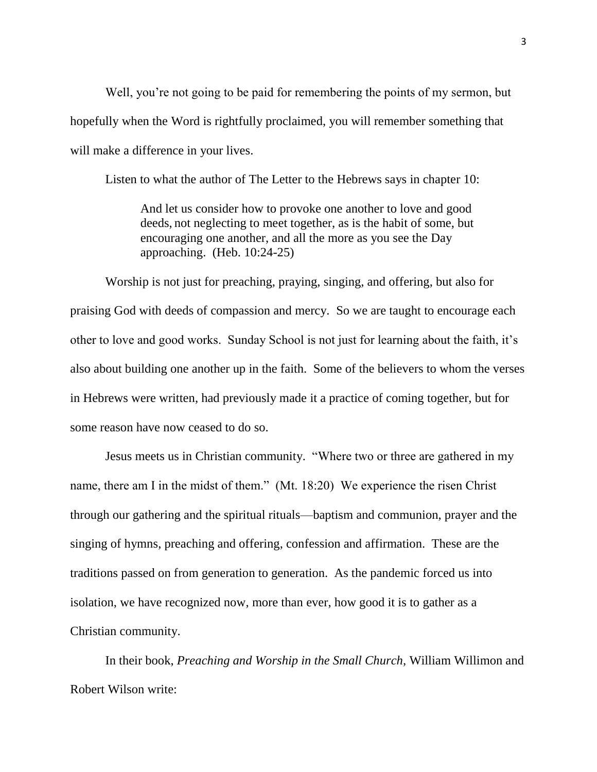Well, you're not going to be paid for remembering the points of my sermon, but hopefully when the Word is rightfully proclaimed, you will remember something that will make a difference in your lives.

Listen to what the author of The Letter to the Hebrews says in chapter 10:

> And let us consider how to provoke one another to love and good deeds, not neglecting to meet together, as is the habit of some, but encouraging one another, and all the more as you see the Day approaching. (Heb. 10:24-25)

Worship is not just for preaching, praying, singing, and offering, but also for praising God with deeds of compassion and mercy. So we are taught to encourage each other to love and good works. Sunday School is not just for learning about the faith, it's also about building one another up in the faith. Some of the believers to whom the verses in Hebrews were written, had previously made it a practice of coming together, but for some reason have now ceased to do so.

Jesus meets us in Christian community. "Where two or three are gathered in my name, there am I in the midst of them." (Mt. 18:20) We experience the risen Christ through our gathering and the spiritual rituals—baptism and communion, prayer and the singing of hymns, preaching and offering, confession and affirmation. These are the traditions passed on from generation to generation. As the pandemic forced us into isolation, we have recognized now, more than ever, how good it is to gather as a Christian community.

In their book, *Preaching and Worship in the Small Church*, William Willimon and Robert Wilson write: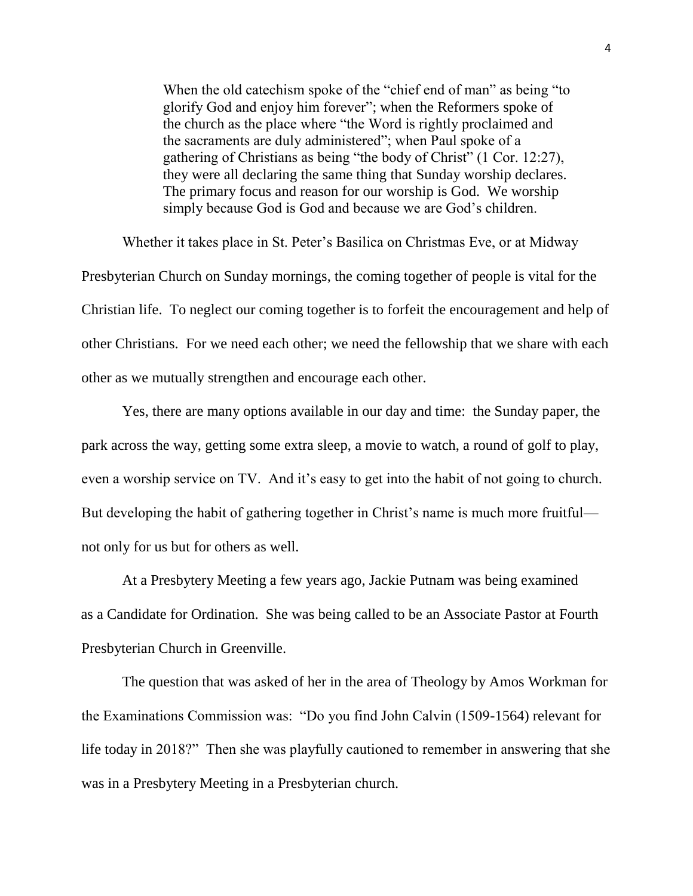> When the old catechism spoke of the "chief end of man" as being "to glorify God and enjoy him forever"; when the Reformers spoke of the church as the place where "the Word is rightly proclaimed and the sacraments are duly administered"; when Paul spoke of a gathering of Christians as being "the body of Christ" (1 Cor. 12:27), they were all declaring the same thing that Sunday worship declares. The primary focus and reason for our worship is God. We worship simply because God is God and because we are God's children.

Whether it takes place in St. Peter's Basilica on Christmas Eve, or at Midway Presbyterian Church on Sunday mornings, the coming together of people is vital for the Christian life. To neglect our coming together is to forfeit the encouragement and help of other Christians. For we need each other; we need the fellowship that we share with each other as we mutually strengthen and encourage each other.

Yes, there are many options available in our day and time: the Sunday paper, the park across the way, getting some extra sleep, a movie to watch, a round of golf to play, even a worship service on TV. And it's easy to get into the habit of not going to church. But developing the habit of gathering together in Christ's name is much more fruitful—not only for us but for others as well.

At a Presbytery Meeting a few years ago, Jackie Putnam was being examined as a Candidate for Ordination. She was being called to be an Associate Pastor at Fourth Presbyterian Church in Greenville.

The question that was asked of her in the area of Theology by Amos Workman for the Examinations Commission was: "Do you find John Calvin (1509-1564) relevant for life today in 2018?" Then she was playfully cautioned to remember in answering that she was in a Presbytery Meeting in a Presbyterian church.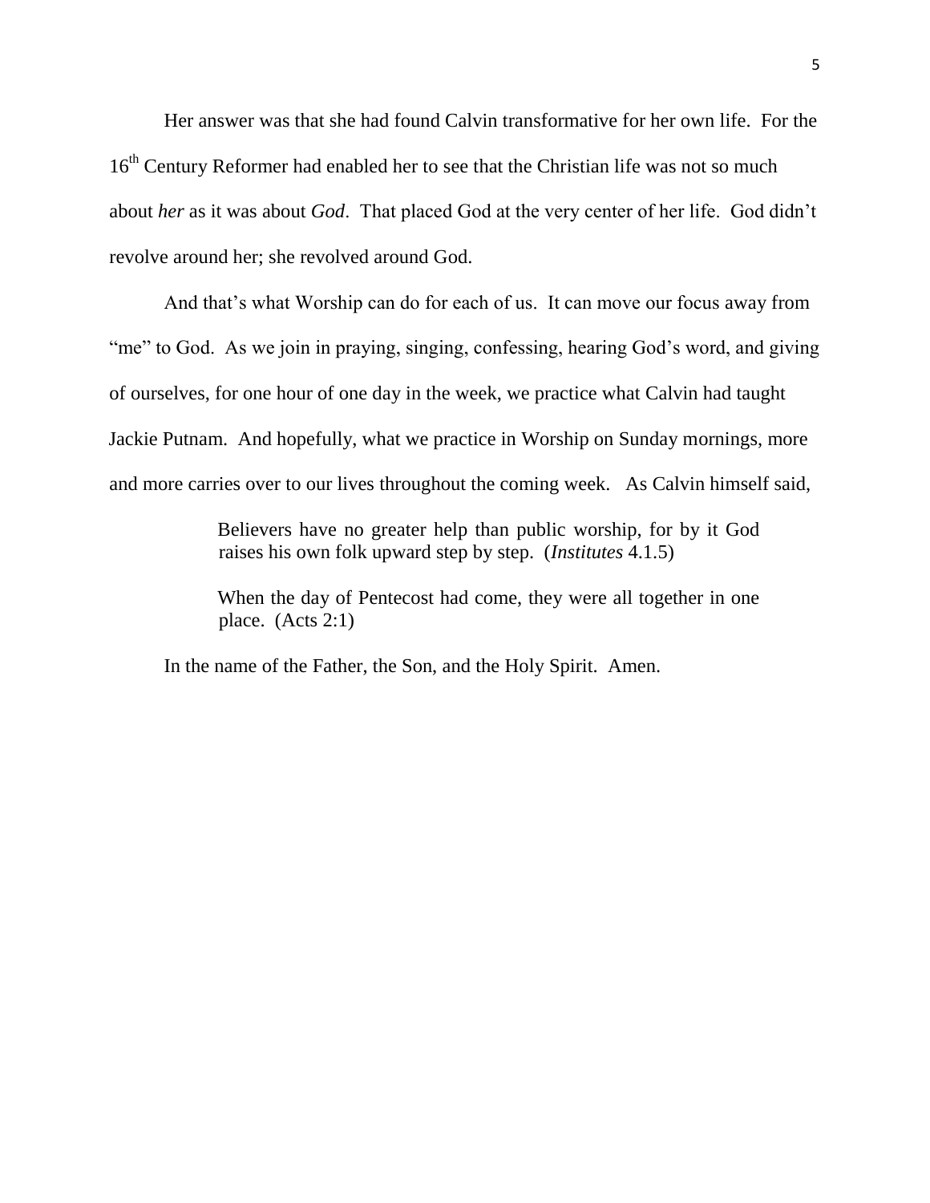Her answer was that she had found Calvin transformative for her own life. For the 16th Century Reformer had enabled her to see that the Christian life was not so much about *her* as it was about *God*. That placed God at the very center of her life. God didn't revolve around her; she revolved around God.

And that's what Worship can do for each of us. It can move our focus away from "me" to God. As we join in praying, singing, confessing, hearing God's word, and giving of ourselves, for one hour of one day in the week, we practice what Calvin had taught Jackie Putnam. And hopefully, what we practice in Worship on Sunday mornings, more and more carries over to our lives throughout the coming week. As Calvin himself said,

> Believers have no greater help than public worship, for by it God raises his own folk upward step by step. (*Institutes* 4.1.5)

> When the day of Pentecost had come, they were all together in one place. (Acts 2:1)

In the name of the Father, the Son, and the Holy Spirit. Amen.